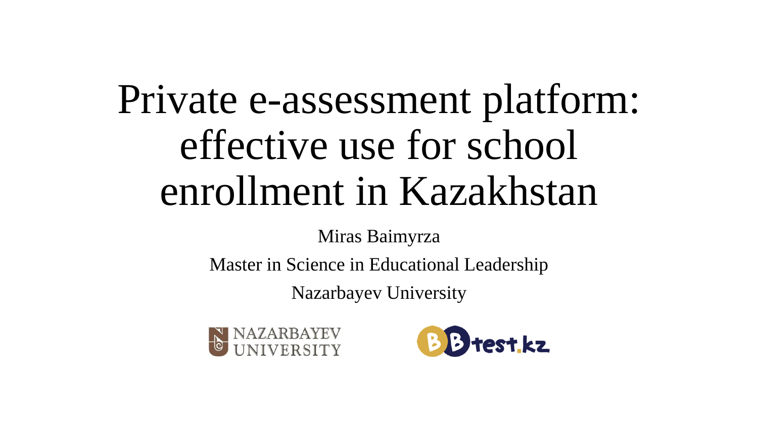# Private e-assessment platform: effective use for school enrollment in Kazakhstan

Miras Baimyrza

Master in Science in Educational Leadership

Nazarbayev University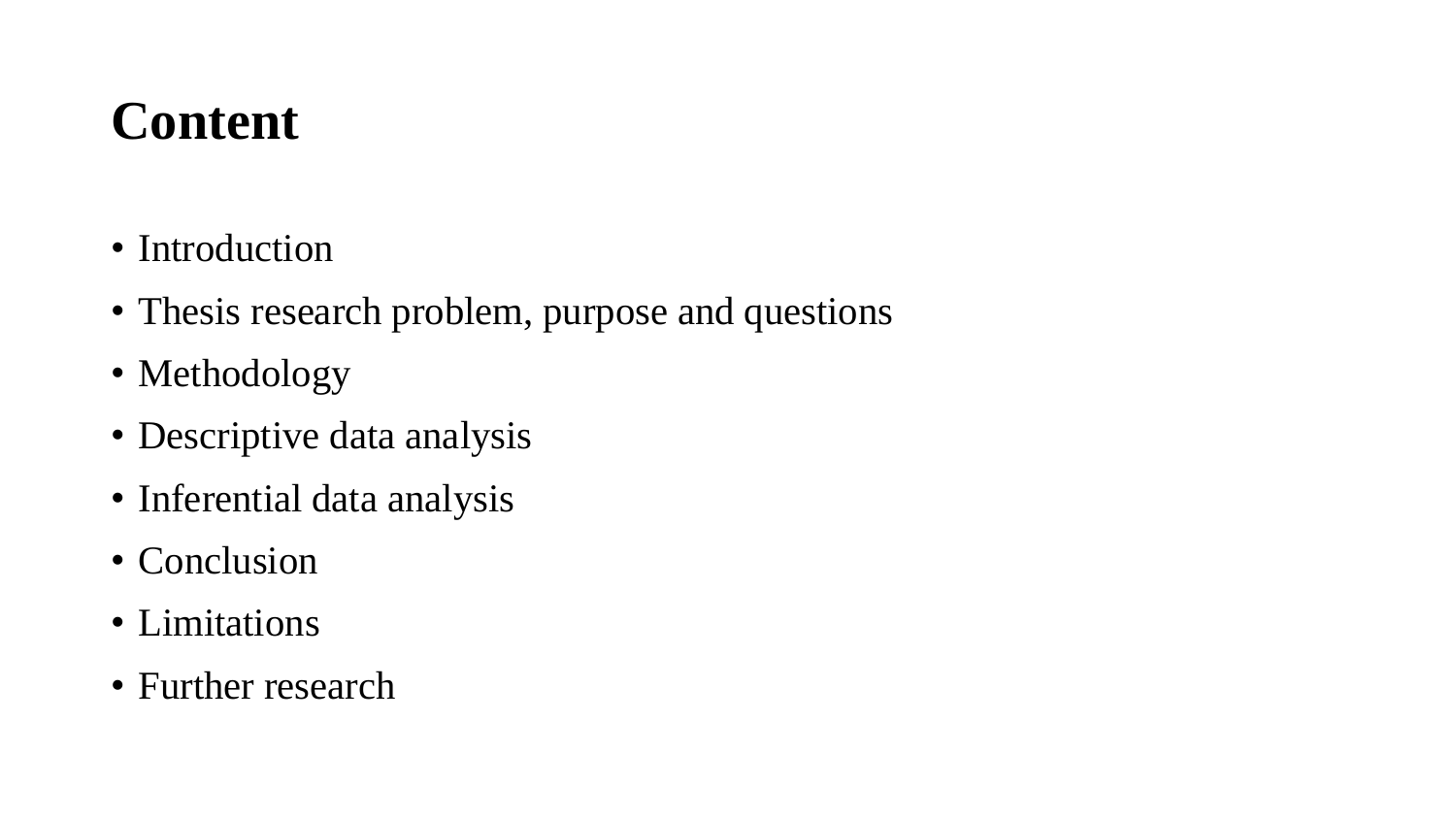# Content

- Introduction
- Thesis research problem, purpose and questions
- Methodology
- Descriptive data analysis
- Inferential data analysis
- Conclusion
- Limitations
- Further research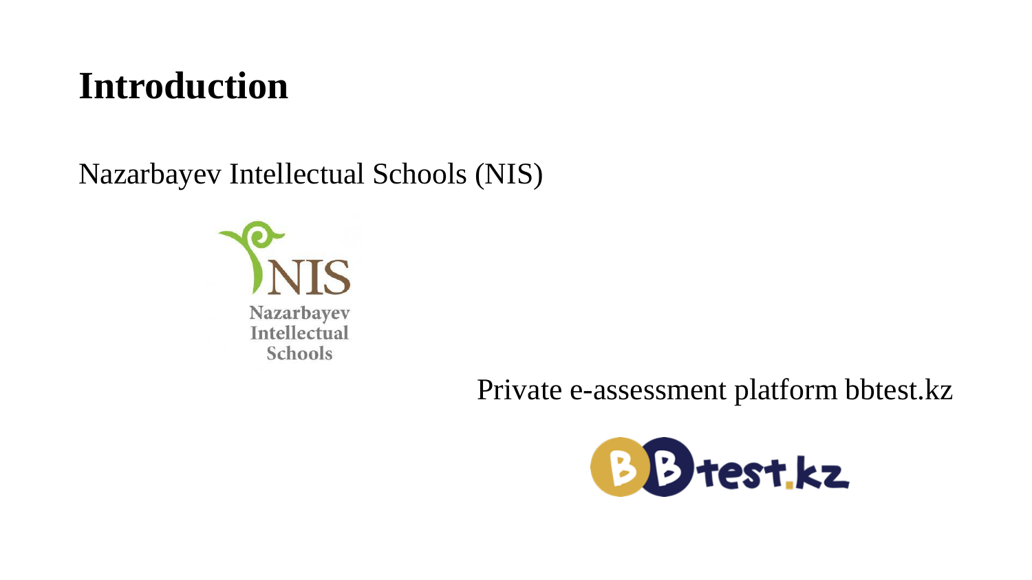# Introduction

Nazarbayev Intellectual Schools (NIS)

Private e-assessment platform bbtest.kz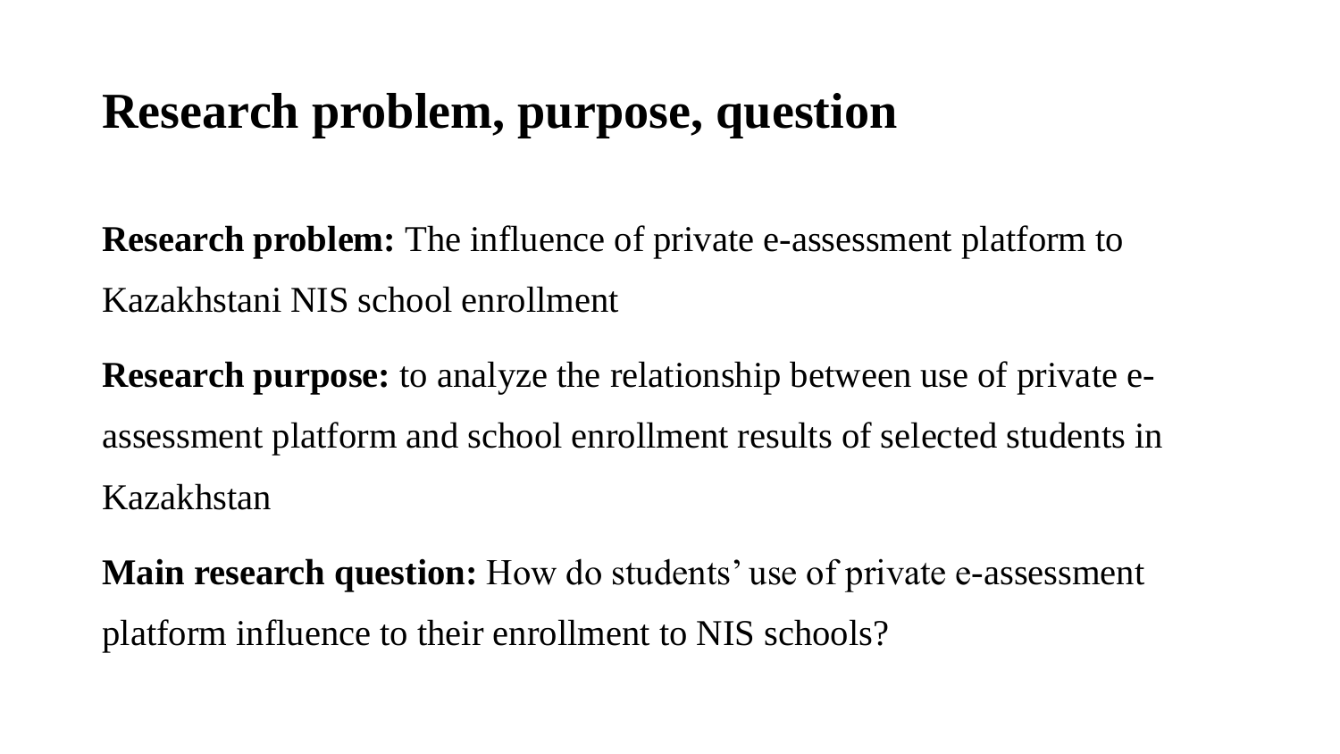# Research problem, purpose, question

**Research problem:** The influence of private e-assessment platform to Kazakhstani NIS school enrollment

**Research purpose:** to analyze the relationship between use of private e-assessment platform and school enrollment results of selected students in Kazakhstan

**Main research question:** How do students' use of private e-assessment platform influence to their enrollment to NIS schools?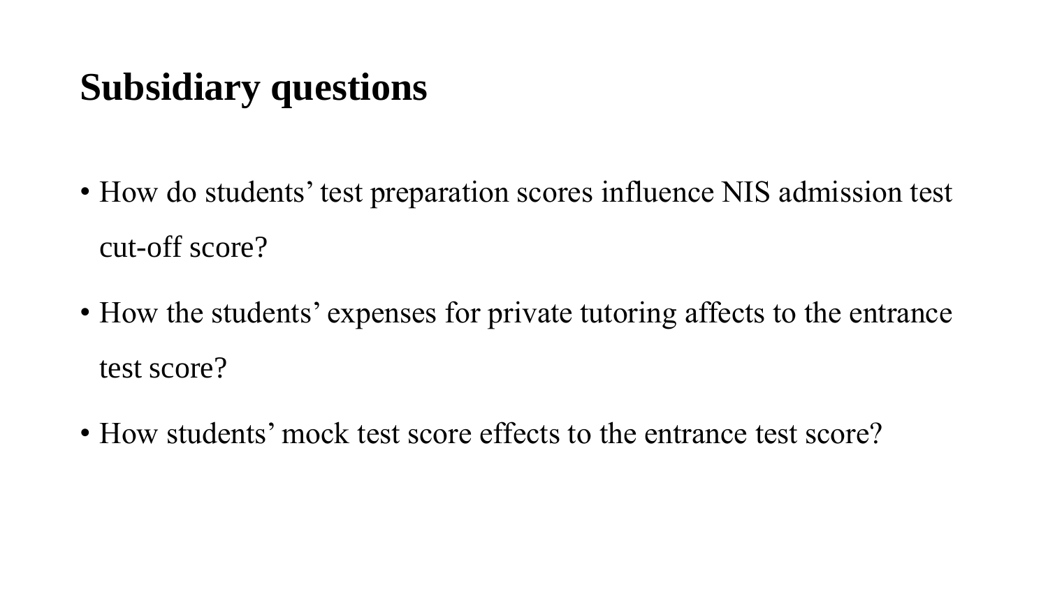# Subsidiary questions

- How do students' test preparation scores influence NIS admission test cut-off score?
- How the students' expenses for private tutoring affects to the entrance test score?
- How students' mock test score effects to the entrance test score?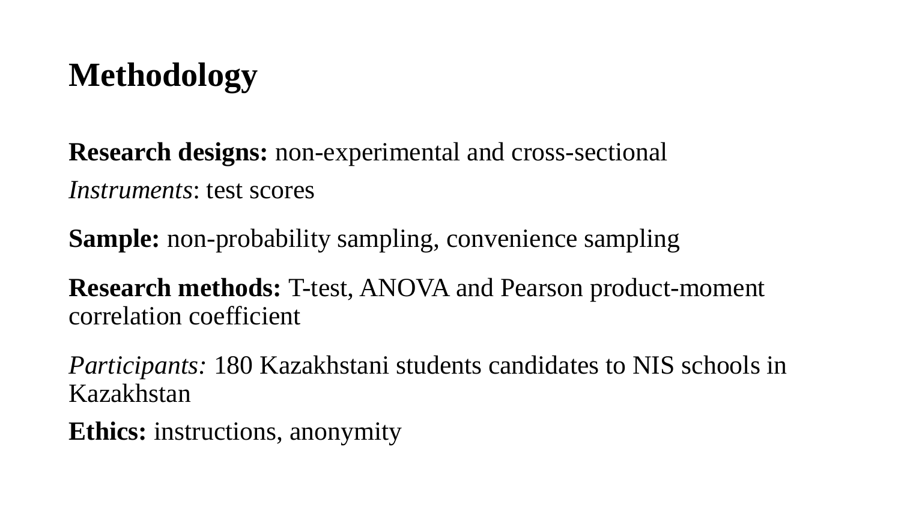# Methodology

**Research designs:** non-experimental and cross-sectional

*Instruments*: test scores

**Sample:** non-probability sampling, convenience sampling

**Research methods:** T-test, ANOVA and Pearson product-moment correlation coefficient

*Participants:* 180 Kazakhstani students candidates to NIS schools in Kazakhstan

**Ethics:** instructions, anonymity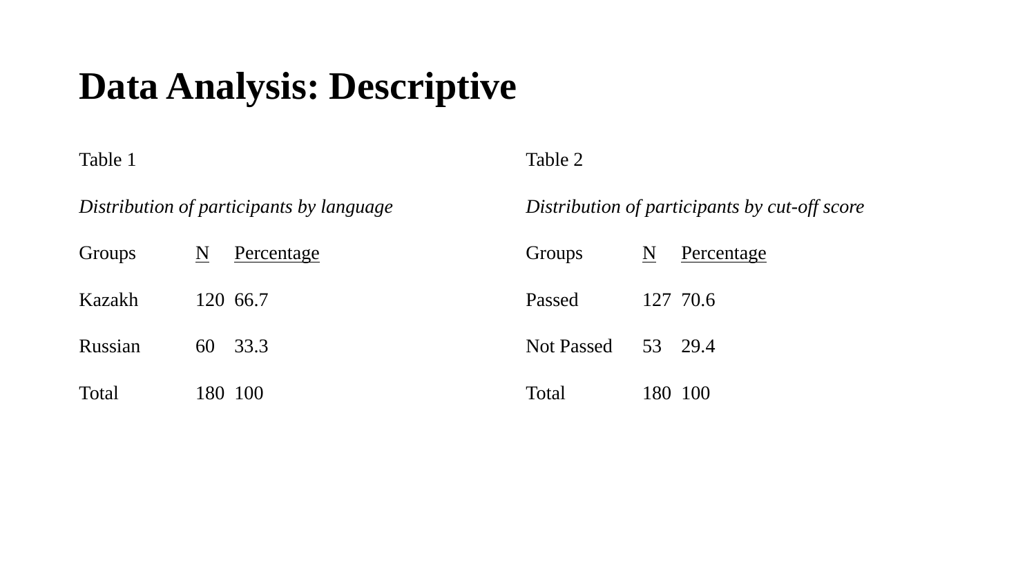# Data Analysis: Descriptive

Table 1

*Distribution of participants by language*

| Groups | N | Percentage |
| --- | --- | --- |
| Kazakh | 120 | 66.7 |
| Russian | 60 | 33.3 |
| Total | 180 | 100 |

Table 2

*Distribution of participants by cut-off score*

| Groups | N | Percentage |
| --- | --- | --- |
| Passed | 127 | 70.6 |
| Not Passed | 53 | 29.4 |
| Total | 180 | 100 |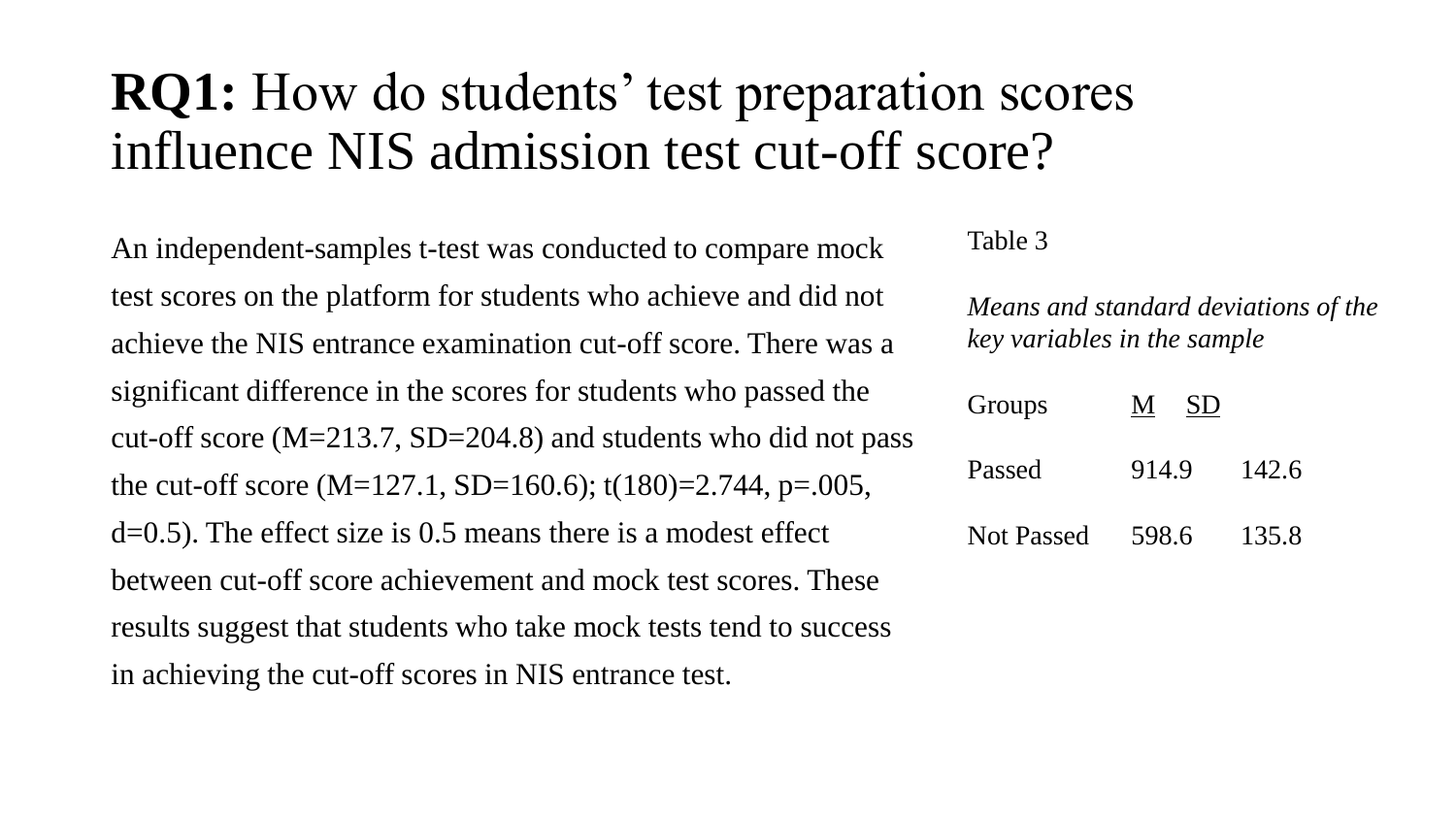# **RQ1:** How do students' test preparation scores influence NIS admission test cut-off score?

An independent-samples t-test was conducted to compare mock test scores on the platform for students who achieve and did not achieve the NIS entrance examination cut-off score. There was a significant difference in the scores for students who passed the cut-off score (M=213.7, SD=204.8) and students who did not pass the cut-off score (M=127.1, SD=160.6); t(180)=2.744, p=.005, d=0.5). The effect size is 0.5 means there is a modest effect between cut-off score achievement and mock test scores. These results suggest that students who take mock tests tend to success in achieving the cut-off scores in NIS entrance test.

Table 3

*Means and standard deviations of the key variables in the sample*

| Groups | M | SD |
|---|---|---|
| Passed | 914.9 | 142.6 |
| Not Passed | 598.6 | 135.8 |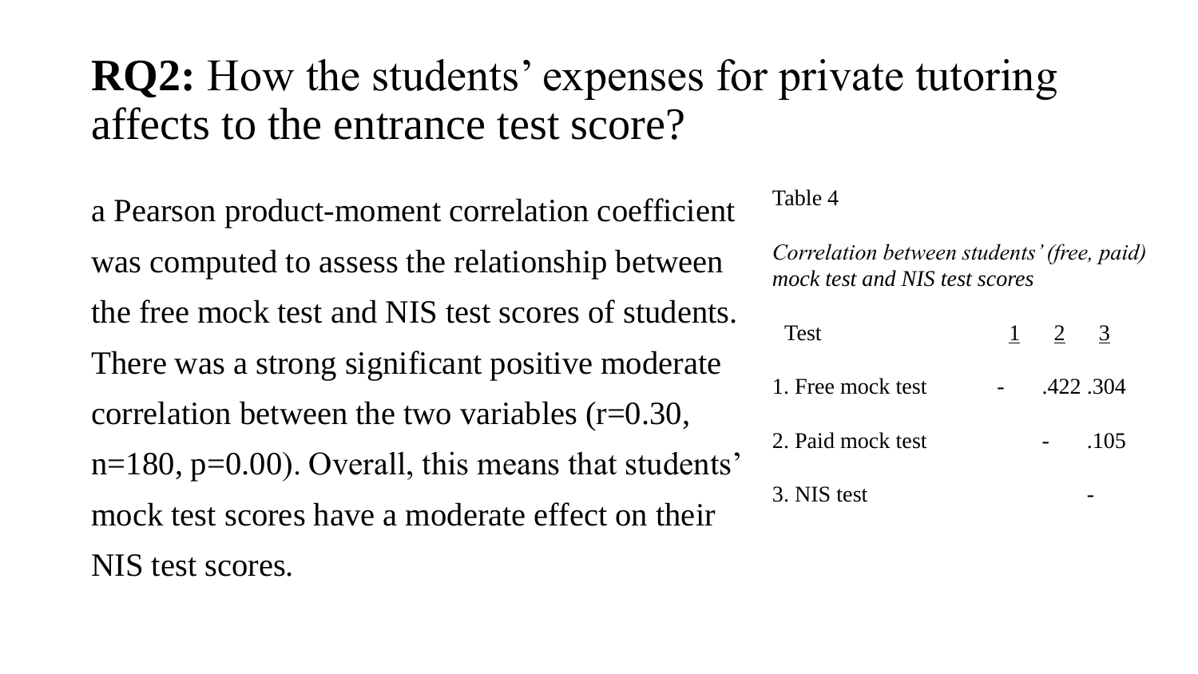# **RQ2:** How the students' expenses for private tutoring affects to the entrance test score?

a Pearson product-moment correlation coefficient was computed to assess the relationship between the free mock test and NIS test scores of students. There was a strong significant positive moderate correlation between the two variables ($r=0.30$, $n=180$, $p=0.00$). Overall, this means that students' mock test scores have a moderate effect on their NIS test scores.

Table 4

*Correlation between students' (free, paid) mock test and NIS test scores*

| Test | 1 | 2 | 3 |
|---|---|---|---|
| 1. Free mock test | - | .422 | .304 |
| 2. Paid mock test | | - | .105 |
| 3. NIS test | | | - |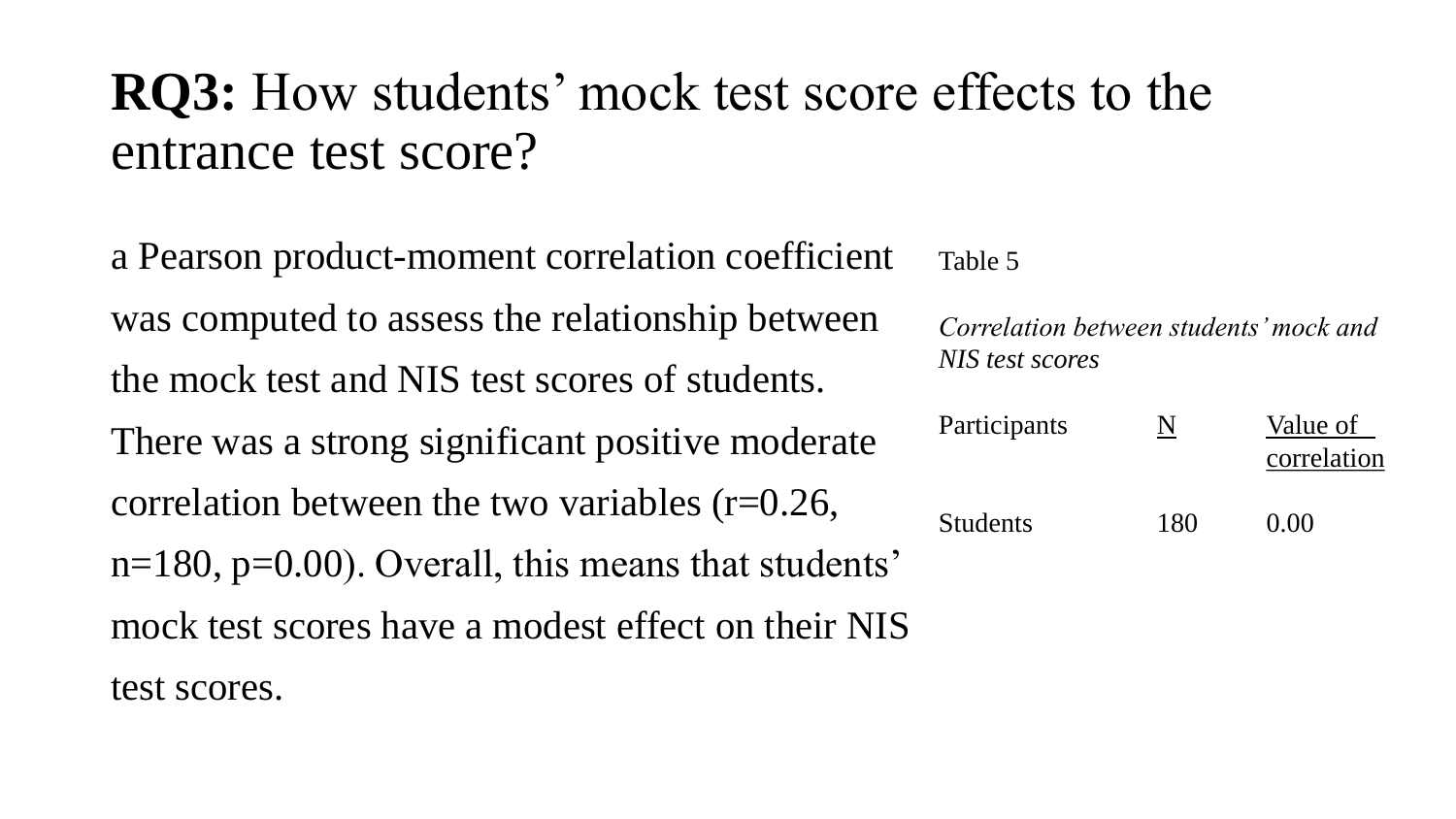# **RQ3:** How students' mock test score effects to the entrance test score?

a Pearson product-moment correlation coefficient was computed to assess the relationship between the mock test and NIS test scores of students. There was a strong significant positive moderate correlation between the two variables (r=0.26, n=180, p=0.00). Overall, this means that students' mock test scores have a modest effect on their NIS test scores.

Table 5

*Correlation between students' mock and NIS test scores*

| Participants | N | Value of correlation |
|---|---|---|
| Students | 180 | 0.00 |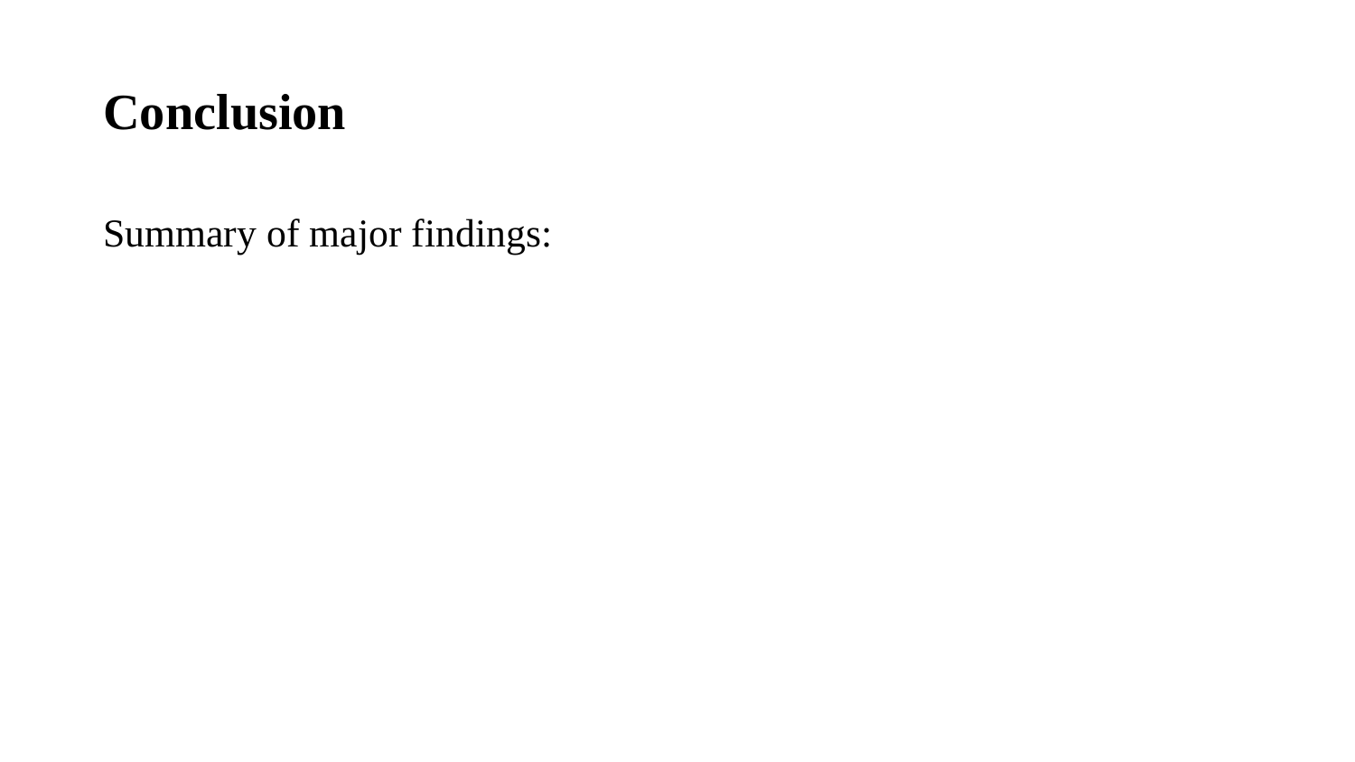# Conclusion

Summary of major findings: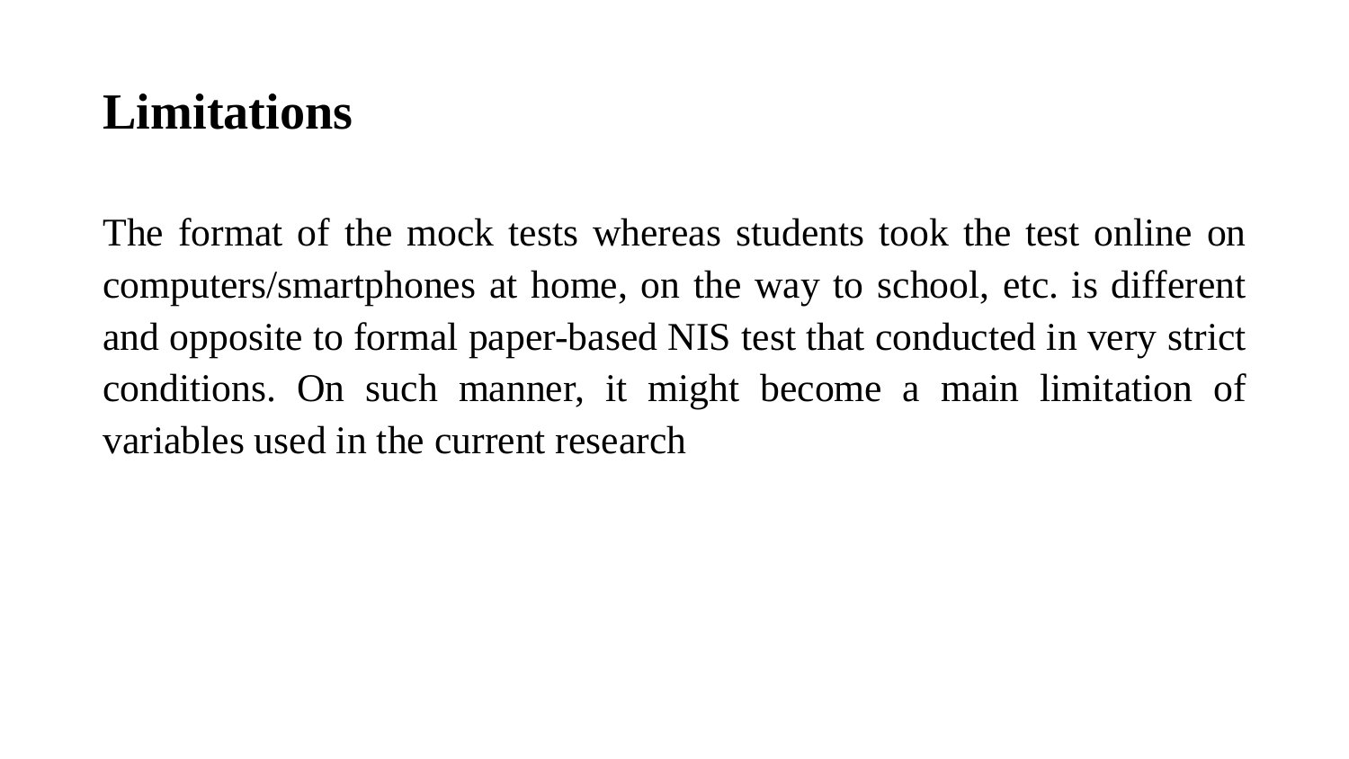# Limitations

The format of the mock tests whereas students took the test online on computers/smartphones at home, on the way to school, etc. is different and opposite to formal paper-based NIS test that conducted in very strict conditions. On such manner, it might become a main limitation of variables used in the current research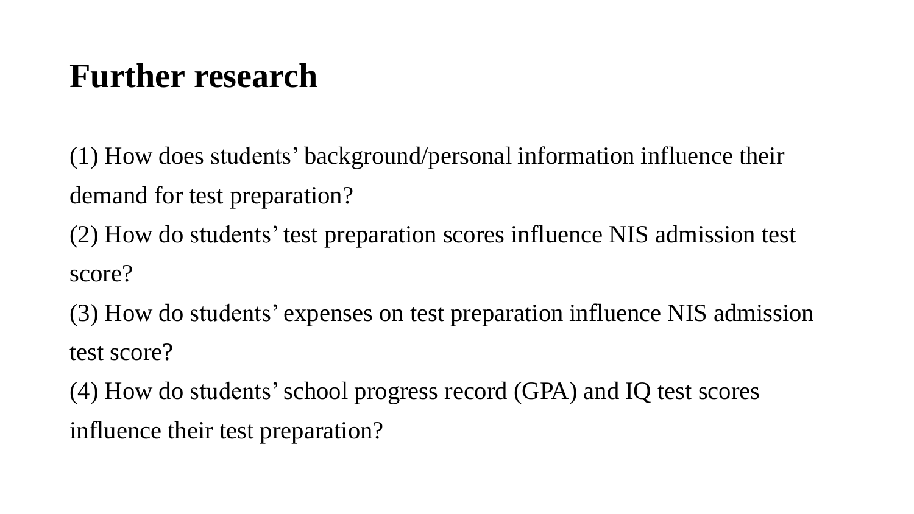# Further research

(1) How does students' background/personal information influence their demand for test preparation?

(2) How do students' test preparation scores influence NIS admission test score?

(3) How do students' expenses on test preparation influence NIS admission test score?

(4) How do students' school progress record (GPA) and IQ test scores influence their test preparation?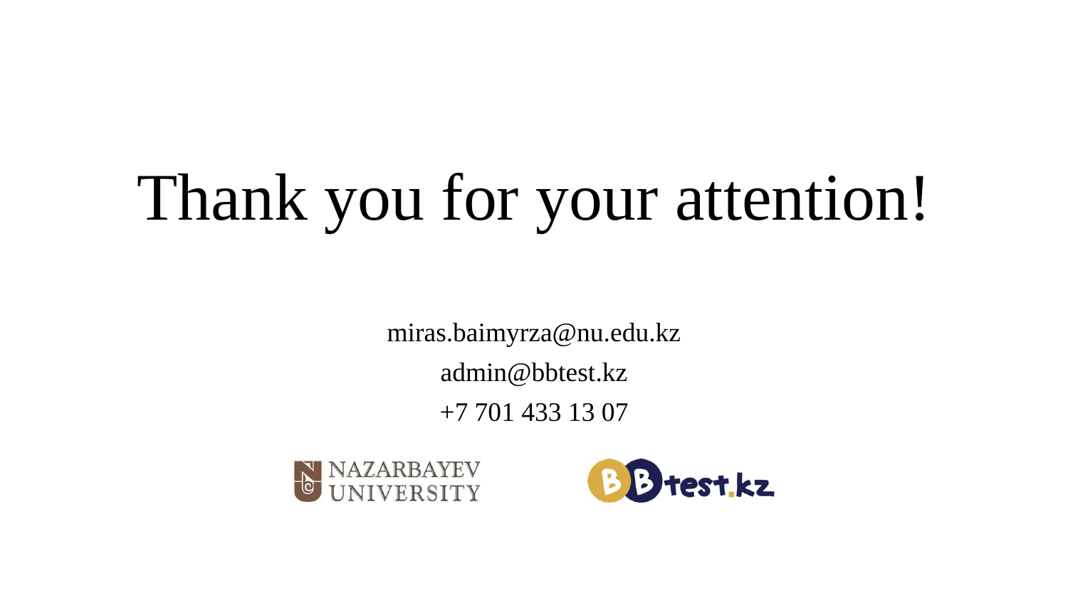# Thank you for your attention!

miras.baimyrza@nu.edu.kz

admin@bbtest.kz

+7 701 433 13 07

NAZARBAYEV UNIVERSITY

BBtest.kz